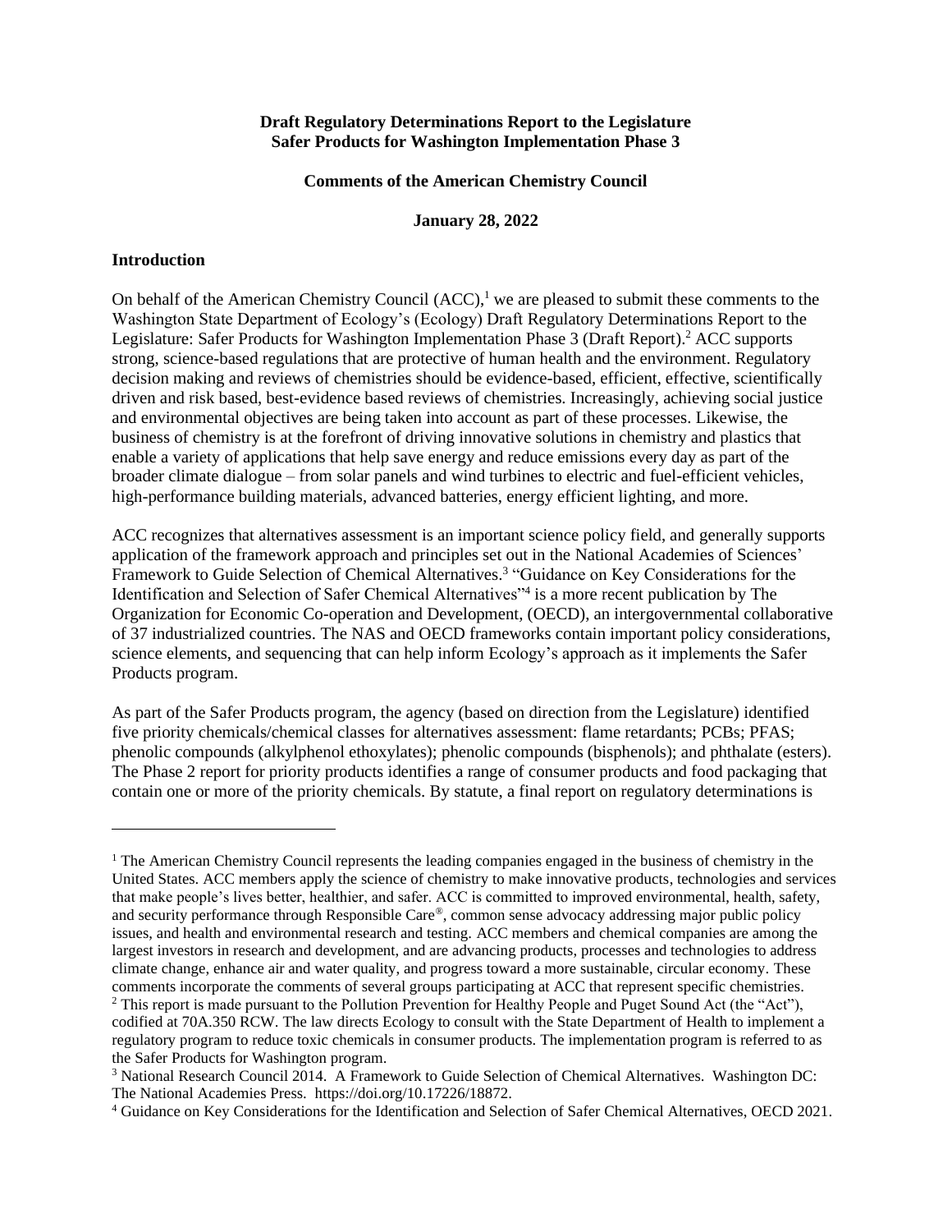**Draft Regulatory Determinations Report to the Legislature**
**Safer Products for Washington Implementation Phase 3**

**Comments of the American Chemistry Council**

**January 28, 2022**

## Introduction

On behalf of the American Chemistry Council (ACC),[1] we are pleased to submit these comments to the Washington State Department of Ecology's (Ecology) Draft Regulatory Determinations Report to the Legislature: Safer Products for Washington Implementation Phase 3 (Draft Report).[2] ACC supports strong, science-based regulations that are protective of human health and the environment. Regulatory decision making and reviews of chemistries should be evidence-based, efficient, effective, scientifically driven and risk based, best-evidence based reviews of chemistries. Increasingly, achieving social justice and environmental objectives are being taken into account as part of these processes. Likewise, the business of chemistry is at the forefront of driving innovative solutions in chemistry and plastics that enable a variety of applications that help save energy and reduce emissions every day as part of the broader climate dialogue – from solar panels and wind turbines to electric and fuel-efficient vehicles, high-performance building materials, advanced batteries, energy efficient lighting, and more.

ACC recognizes that alternatives assessment is an important science policy field, and generally supports application of the framework approach and principles set out in the National Academies of Sciences' Framework to Guide Selection of Chemical Alternatives.[3] "Guidance on Key Considerations for the Identification and Selection of Safer Chemical Alternatives"[4] is a more recent publication by The Organization for Economic Co-operation and Development, (OECD), an intergovernmental collaborative of 37 industrialized countries. The NAS and OECD frameworks contain important policy considerations, science elements, and sequencing that can help inform Ecology's approach as it implements the Safer Products program.

As part of the Safer Products program, the agency (based on direction from the Legislature) identified five priority chemicals/chemical classes for alternatives assessment: flame retardants; PCBs; PFAS; phenolic compounds (alkylphenol ethoxylates); phenolic compounds (bisphenols); and phthalate (esters). The Phase 2 report for priority products identifies a range of consumer products and food packaging that contain one or more of the priority chemicals. By statute, a final report on regulatory determinations is

---

[1] The American Chemistry Council represents the leading companies engaged in the business of chemistry in the United States. ACC members apply the science of chemistry to make innovative products, technologies and services that make people's lives better, healthier, and safer. ACC is committed to improved environmental, health, safety, and security performance through Responsible Care®, common sense advocacy addressing major public policy issues, and health and environmental research and testing. ACC members and chemical companies are among the largest investors in research and development, and are advancing products, processes and technologies to address climate change, enhance air and water quality, and progress toward a more sustainable, circular economy. These comments incorporate the comments of several groups participating at ACC that represent specific chemistries.

[2] This report is made pursuant to the Pollution Prevention for Healthy People and Puget Sound Act (the "Act"), codified at 70A.350 RCW. The law directs Ecology to consult with the State Department of Health to implement a regulatory program to reduce toxic chemicals in consumer products. The implementation program is referred to as the Safer Products for Washington program.

[3] National Research Council 2014. A Framework to Guide Selection of Chemical Alternatives. Washington DC: The National Academies Press. https://doi.org/10.17226/18872.

[4] Guidance on Key Considerations for the Identification and Selection of Safer Chemical Alternatives, OECD 2021.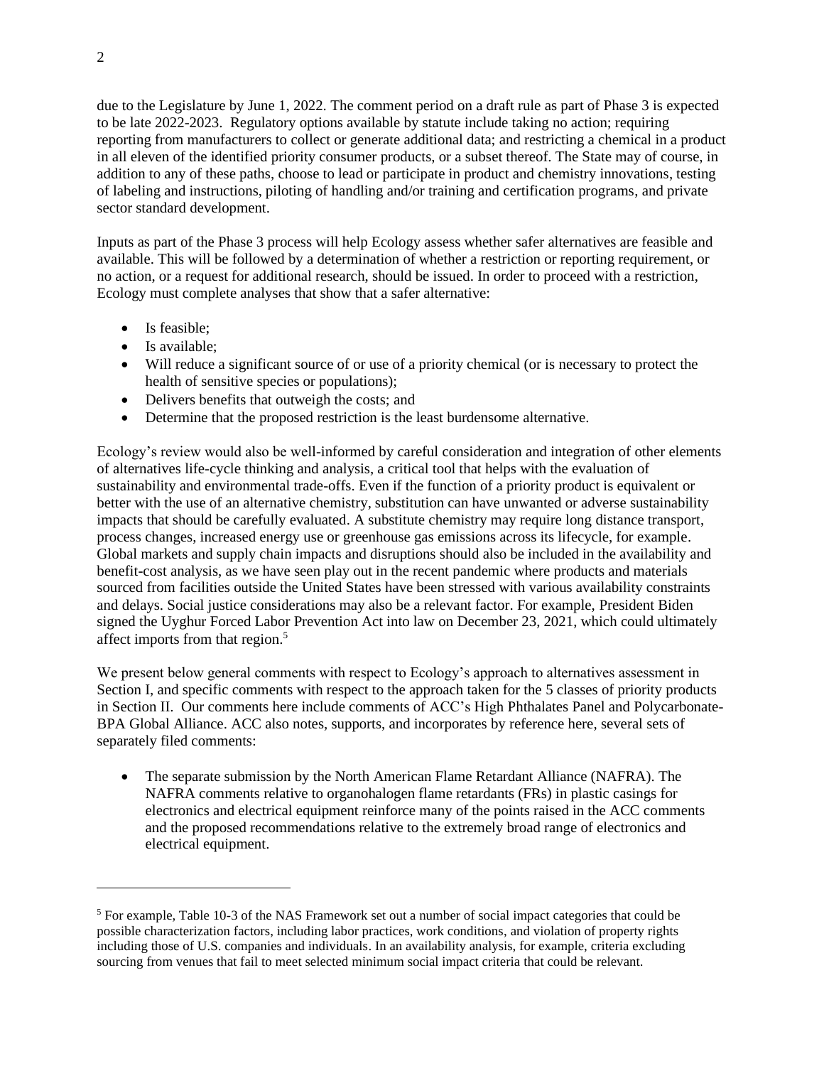due to the Legislature by June 1, 2022. The comment period on a draft rule as part of Phase 3 is expected to be late 2022-2023. Regulatory options available by statute include taking no action; requiring reporting from manufacturers to collect or generate additional data; and restricting a chemical in a product in all eleven of the identified priority consumer products, or a subset thereof. The State may of course, in addition to any of these paths, choose to lead or participate in product and chemistry innovations, testing of labeling and instructions, piloting of handling and/or training and certification programs, and private sector standard development.

Inputs as part of the Phase 3 process will help Ecology assess whether safer alternatives are feasible and available. This will be followed by a determination of whether a restriction or reporting requirement, or no action, or a request for additional research, should be issued. In order to proceed with a restriction, Ecology must complete analyses that show that a safer alternative:

- Is feasible;
- Is available;
- Will reduce a significant source of or use of a priority chemical (or is necessary to protect the health of sensitive species or populations);
- Delivers benefits that outweigh the costs; and
- Determine that the proposed restriction is the least burdensome alternative.

Ecology's review would also be well-informed by careful consideration and integration of other elements of alternatives life-cycle thinking and analysis, a critical tool that helps with the evaluation of sustainability and environmental trade-offs. Even if the function of a priority product is equivalent or better with the use of an alternative chemistry, substitution can have unwanted or adverse sustainability impacts that should be carefully evaluated. A substitute chemistry may require long distance transport, process changes, increased energy use or greenhouse gas emissions across its lifecycle, for example. Global markets and supply chain impacts and disruptions should also be included in the availability and benefit-cost analysis, as we have seen play out in the recent pandemic where products and materials sourced from facilities outside the United States have been stressed with various availability constraints and delays. Social justice considerations may also be a relevant factor. For example, President Biden signed the Uyghur Forced Labor Prevention Act into law on December 23, 2021, which could ultimately affect imports from that region.[5]

We present below general comments with respect to Ecology's approach to alternatives assessment in Section I, and specific comments with respect to the approach taken for the 5 classes of priority products in Section II. Our comments here include comments of ACC's High Phthalates Panel and Polycarbonate-BPA Global Alliance. ACC also notes, supports, and incorporates by reference here, several sets of separately filed comments:

- The separate submission by the North American Flame Retardant Alliance (NAFRA). The NAFRA comments relative to organohalogen flame retardants (FRs) in plastic casings for electronics and electrical equipment reinforce many of the points raised in the ACC comments and the proposed recommendations relative to the extremely broad range of electronics and electrical equipment.

---

[5] For example, Table 10-3 of the NAS Framework set out a number of social impact categories that could be possible characterization factors, including labor practices, work conditions, and violation of property rights including those of U.S. companies and individuals. In an availability analysis, for example, criteria excluding sourcing from venues that fail to meet selected minimum social impact criteria that could be relevant.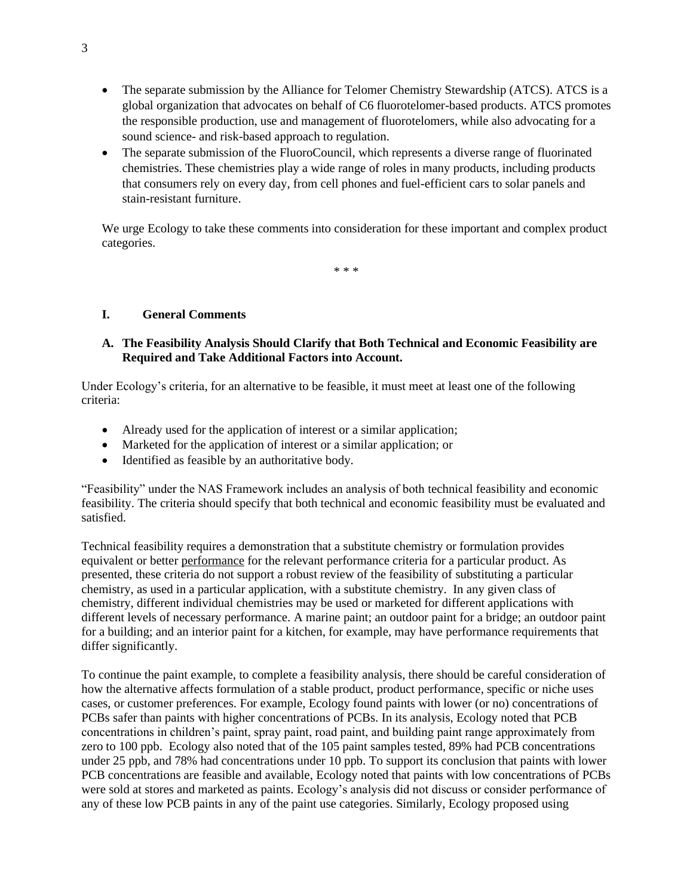- The separate submission by the Alliance for Telomer Chemistry Stewardship (ATCS). ATCS is a global organization that advocates on behalf of C6 fluorotelomer-based products. ATCS promotes the responsible production, use and management of fluorotelomers, while also advocating for a sound science- and risk-based approach to regulation.
- The separate submission of the FluoroCouncil, which represents a diverse range of fluorinated chemistries. These chemistries play a wide range of roles in many products, including products that consumers rely on every day, from cell phones and fuel-efficient cars to solar panels and stain-resistant furniture.

We urge Ecology to take these comments into consideration for these important and complex product categories.

\* \* \*

## I. General Comments

### A. The Feasibility Analysis Should Clarify that Both Technical and Economic Feasibility are Required and Take Additional Factors into Account.

Under Ecology's criteria, for an alternative to be feasible, it must meet at least one of the following criteria:

- Already used for the application of interest or a similar application;
- Marketed for the application of interest or a similar application; or
- Identified as feasible by an authoritative body.

"Feasibility" under the NAS Framework includes an analysis of both technical feasibility and economic feasibility. The criteria should specify that both technical and economic feasibility must be evaluated and satisfied.

Technical feasibility requires a demonstration that a substitute chemistry or formulation provides equivalent or better <u>performance</u> for the relevant performance criteria for a particular product. As presented, these criteria do not support a robust review of the feasibility of substituting a particular chemistry, as used in a particular application, with a substitute chemistry. In any given class of chemistry, different individual chemistries may be used or marketed for different applications with different levels of necessary performance. A marine paint; an outdoor paint for a bridge; an outdoor paint for a building; and an interior paint for a kitchen, for example, may have performance requirements that differ significantly.

To continue the paint example, to complete a feasibility analysis, there should be careful consideration of how the alternative affects formulation of a stable product, product performance, specific or niche uses cases, or customer preferences. For example, Ecology found paints with lower (or no) concentrations of PCBs safer than paints with higher concentrations of PCBs. In its analysis, Ecology noted that PCB concentrations in children's paint, spray paint, road paint, and building paint range approximately from zero to 100 ppb. Ecology also noted that of the 105 paint samples tested, 89% had PCB concentrations under 25 ppb, and 78% had concentrations under 10 ppb. To support its conclusion that paints with lower PCB concentrations are feasible and available, Ecology noted that paints with low concentrations of PCBs were sold at stores and marketed as paints. Ecology's analysis did not discuss or consider performance of any of these low PCB paints in any of the paint use categories. Similarly, Ecology proposed using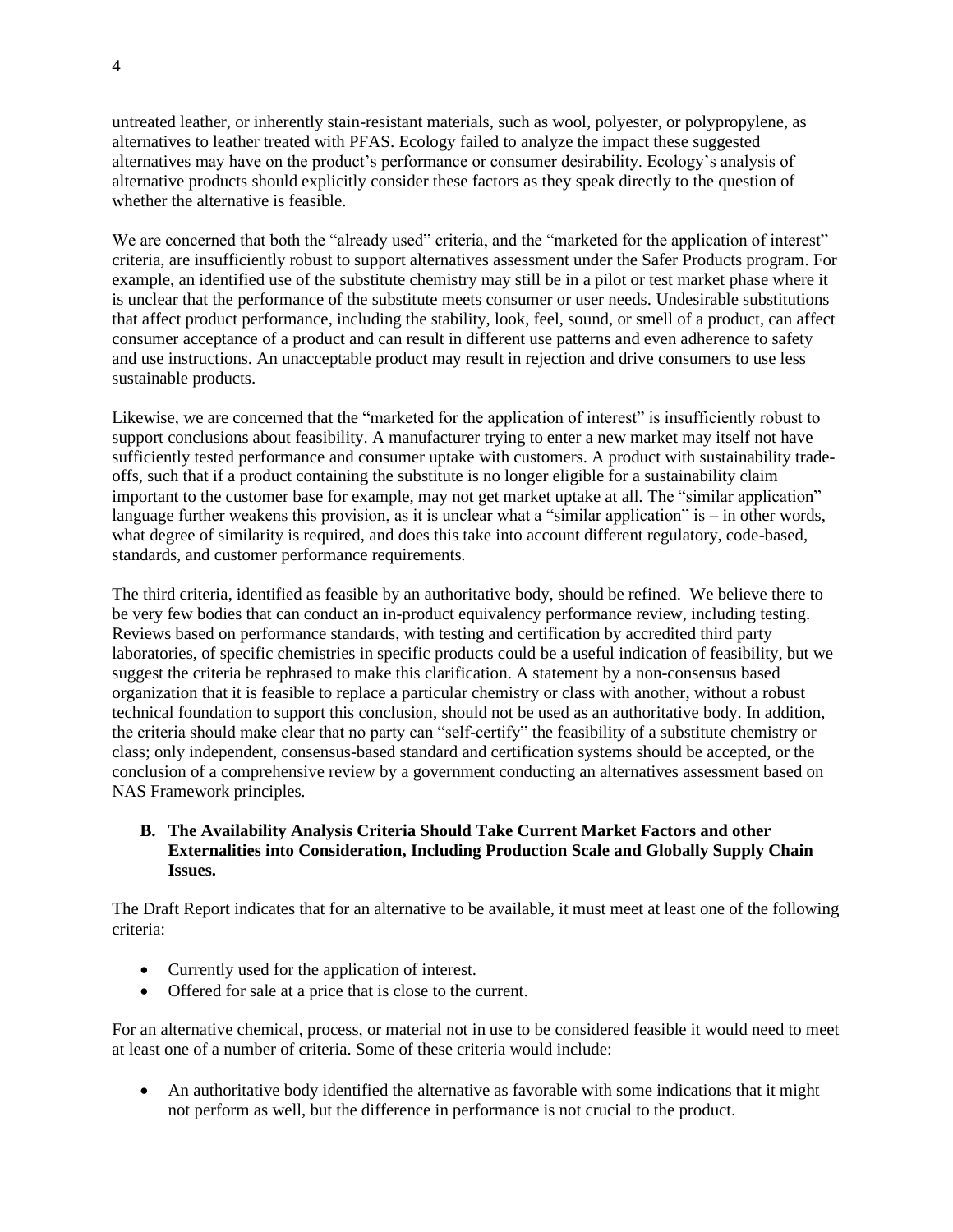untreated leather, or inherently stain-resistant materials, such as wool, polyester, or polypropylene, as alternatives to leather treated with PFAS. Ecology failed to analyze the impact these suggested alternatives may have on the product's performance or consumer desirability. Ecology's analysis of alternative products should explicitly consider these factors as they speak directly to the question of whether the alternative is feasible.

We are concerned that both the "already used" criteria, and the "marketed for the application of interest" criteria, are insufficiently robust to support alternatives assessment under the Safer Products program. For example, an identified use of the substitute chemistry may still be in a pilot or test market phase where it is unclear that the performance of the substitute meets consumer or user needs. Undesirable substitutions that affect product performance, including the stability, look, feel, sound, or smell of a product, can affect consumer acceptance of a product and can result in different use patterns and even adherence to safety and use instructions. An unacceptable product may result in rejection and drive consumers to use less sustainable products.

Likewise, we are concerned that the "marketed for the application of interest" is insufficiently robust to support conclusions about feasibility. A manufacturer trying to enter a new market may itself not have sufficiently tested performance and consumer uptake with customers. A product with sustainability trade-offs, such that if a product containing the substitute is no longer eligible for a sustainability claim important to the customer base for example, may not get market uptake at all. The "similar application" language further weakens this provision, as it is unclear what a "similar application" is – in other words, what degree of similarity is required, and does this take into account different regulatory, code-based, standards, and customer performance requirements.

The third criteria, identified as feasible by an authoritative body, should be refined. We believe there to be very few bodies that can conduct an in-product equivalency performance review, including testing. Reviews based on performance standards, with testing and certification by accredited third party laboratories, of specific chemistries in specific products could be a useful indication of feasibility, but we suggest the criteria be rephrased to make this clarification. A statement by a non-consensus based organization that it is feasible to replace a particular chemistry or class with another, without a robust technical foundation to support this conclusion, should not be used as an authoritative body. In addition, the criteria should make clear that no party can "self-certify" the feasibility of a substitute chemistry or class; only independent, consensus-based standard and certification systems should be accepted, or the conclusion of a comprehensive review by a government conducting an alternatives assessment based on NAS Framework principles.

### B. The Availability Analysis Criteria Should Take Current Market Factors and other Externalities into Consideration, Including Production Scale and Globally Supply Chain Issues.

The Draft Report indicates that for an alternative to be available, it must meet at least one of the following criteria:

- Currently used for the application of interest.
- Offered for sale at a price that is close to the current.

For an alternative chemical, process, or material not in use to be considered feasible it would need to meet at least one of a number of criteria. Some of these criteria would include:

- An authoritative body identified the alternative as favorable with some indications that it might not perform as well, but the difference in performance is not crucial to the product.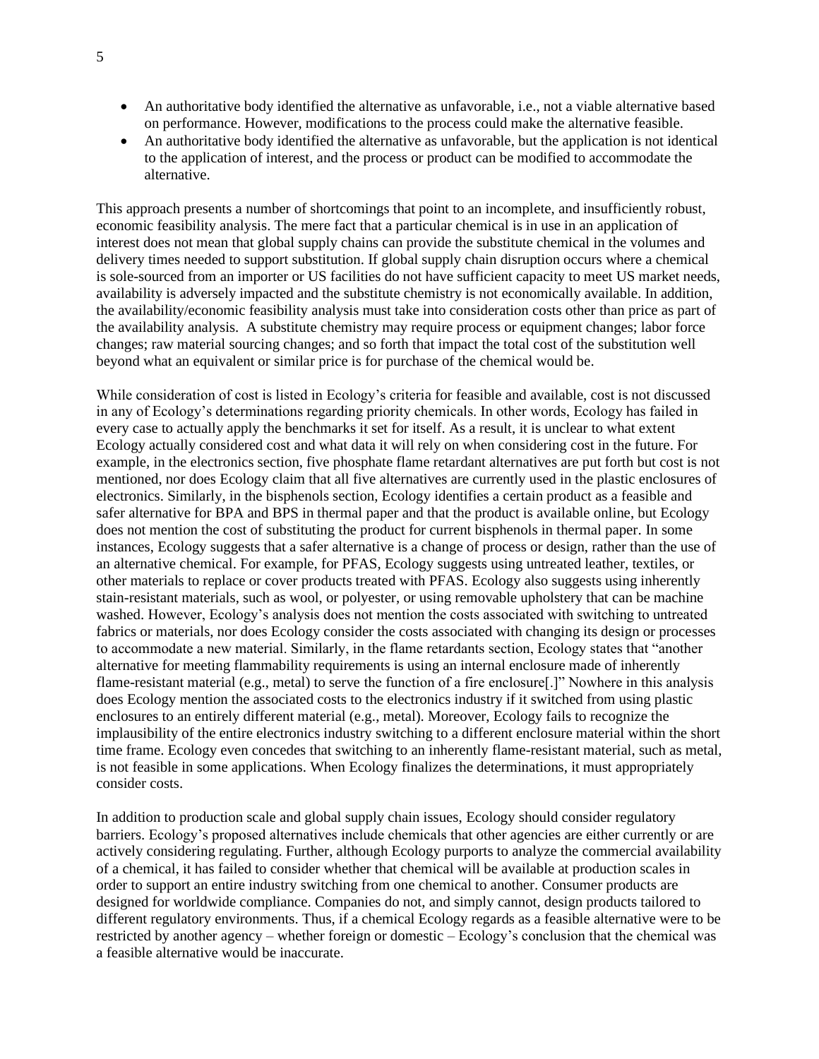- An authoritative body identified the alternative as unfavorable, i.e., not a viable alternative based on performance. However, modifications to the process could make the alternative feasible.
- An authoritative body identified the alternative as unfavorable, but the application is not identical to the application of interest, and the process or product can be modified to accommodate the alternative.

This approach presents a number of shortcomings that point to an incomplete, and insufficiently robust, economic feasibility analysis. The mere fact that a particular chemical is in use in an application of interest does not mean that global supply chains can provide the substitute chemical in the volumes and delivery times needed to support substitution. If global supply chain disruption occurs where a chemical is sole-sourced from an importer or US facilities do not have sufficient capacity to meet US market needs, availability is adversely impacted and the substitute chemistry is not economically available. In addition, the availability/economic feasibility analysis must take into consideration costs other than price as part of the availability analysis. A substitute chemistry may require process or equipment changes; labor force changes; raw material sourcing changes; and so forth that impact the total cost of the substitution well beyond what an equivalent or similar price is for purchase of the chemical would be.

While consideration of cost is listed in Ecology's criteria for feasible and available, cost is not discussed in any of Ecology's determinations regarding priority chemicals. In other words, Ecology has failed in every case to actually apply the benchmarks it set for itself. As a result, it is unclear to what extent Ecology actually considered cost and what data it will rely on when considering cost in the future. For example, in the electronics section, five phosphate flame retardant alternatives are put forth but cost is not mentioned, nor does Ecology claim that all five alternatives are currently used in the plastic enclosures of electronics. Similarly, in the bisphenols section, Ecology identifies a certain product as a feasible and safer alternative for BPA and BPS in thermal paper and that the product is available online, but Ecology does not mention the cost of substituting the product for current bisphenols in thermal paper. In some instances, Ecology suggests that a safer alternative is a change of process or design, rather than the use of an alternative chemical. For example, for PFAS, Ecology suggests using untreated leather, textiles, or other materials to replace or cover products treated with PFAS. Ecology also suggests using inherently stain-resistant materials, such as wool, or polyester, or using removable upholstery that can be machine washed. However, Ecology's analysis does not mention the costs associated with switching to untreated fabrics or materials, nor does Ecology consider the costs associated with changing its design or processes to accommodate a new material. Similarly, in the flame retardants section, Ecology states that "another alternative for meeting flammability requirements is using an internal enclosure made of inherently flame-resistant material (e.g., metal) to serve the function of a fire enclosure[.]" Nowhere in this analysis does Ecology mention the associated costs to the electronics industry if it switched from using plastic enclosures to an entirely different material (e.g., metal). Moreover, Ecology fails to recognize the implausibility of the entire electronics industry switching to a different enclosure material within the short time frame. Ecology even concedes that switching to an inherently flame-resistant material, such as metal, is not feasible in some applications. When Ecology finalizes the determinations, it must appropriately consider costs.

In addition to production scale and global supply chain issues, Ecology should consider regulatory barriers. Ecology's proposed alternatives include chemicals that other agencies are either currently or are actively considering regulating. Further, although Ecology purports to analyze the commercial availability of a chemical, it has failed to consider whether that chemical will be available at production scales in order to support an entire industry switching from one chemical to another. Consumer products are designed for worldwide compliance. Companies do not, and simply cannot, design products tailored to different regulatory environments. Thus, if a chemical Ecology regards as a feasible alternative were to be restricted by another agency – whether foreign or domestic – Ecology's conclusion that the chemical was a feasible alternative would be inaccurate.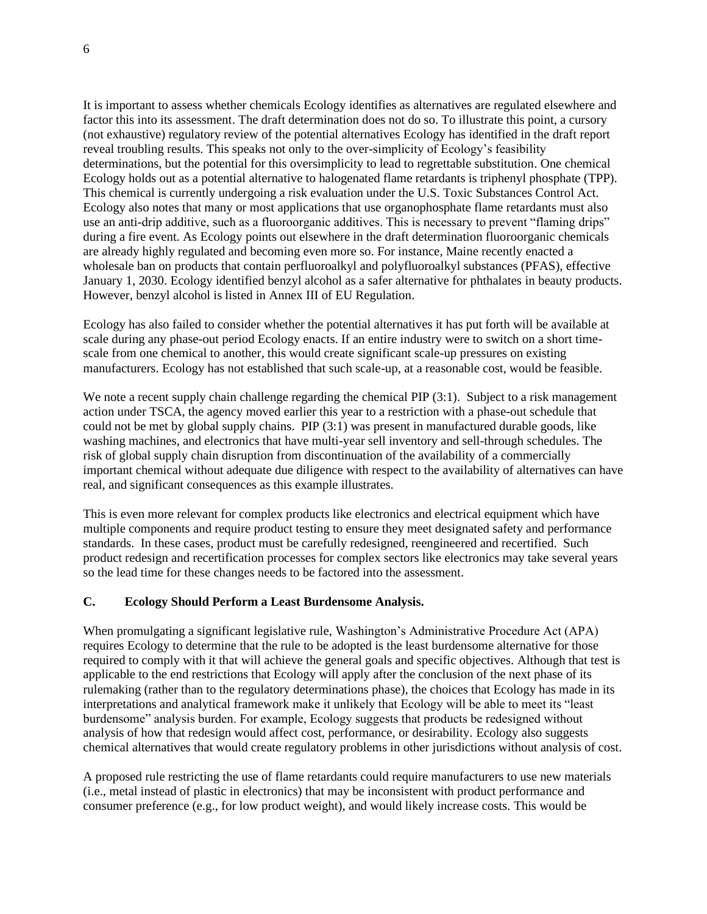It is important to assess whether chemicals Ecology identifies as alternatives are regulated elsewhere and factor this into its assessment. The draft determination does not do so. To illustrate this point, a cursory (not exhaustive) regulatory review of the potential alternatives Ecology has identified in the draft report reveal troubling results. This speaks not only to the over-simplicity of Ecology's feasibility determinations, but the potential for this oversimplicity to lead to regrettable substitution. One chemical Ecology holds out as a potential alternative to halogenated flame retardants is triphenyl phosphate (TPP). This chemical is currently undergoing a risk evaluation under the U.S. Toxic Substances Control Act. Ecology also notes that many or most applications that use organophosphate flame retardants must also use an anti-drip additive, such as a fluoroorganic additives. This is necessary to prevent "flaming drips" during a fire event. As Ecology points out elsewhere in the draft determination fluoroorganic chemicals are already highly regulated and becoming even more so. For instance, Maine recently enacted a wholesale ban on products that contain perfluoroalkyl and polyfluoroalkyl substances (PFAS), effective January 1, 2030. Ecology identified benzyl alcohol as a safer alternative for phthalates in beauty products. However, benzyl alcohol is listed in Annex III of EU Regulation.

Ecology has also failed to consider whether the potential alternatives it has put forth will be available at scale during any phase-out period Ecology enacts. If an entire industry were to switch on a short time-scale from one chemical to another, this would create significant scale-up pressures on existing manufacturers. Ecology has not established that such scale-up, at a reasonable cost, would be feasible.

We note a recent supply chain challenge regarding the chemical PIP (3:1). Subject to a risk management action under TSCA, the agency moved earlier this year to a restriction with a phase-out schedule that could not be met by global supply chains. PIP (3:1) was present in manufactured durable goods, like washing machines, and electronics that have multi-year sell inventory and sell-through schedules. The risk of global supply chain disruption from discontinuation of the availability of a commercially important chemical without adequate due diligence with respect to the availability of alternatives can have real, and significant consequences as this example illustrates.

This is even more relevant for complex products like electronics and electrical equipment which have multiple components and require product testing to ensure they meet designated safety and performance standards. In these cases, product must be carefully redesigned, reengineered and recertified. Such product redesign and recertification processes for complex sectors like electronics may take several years so the lead time for these changes needs to be factored into the assessment.

### C. Ecology Should Perform a Least Burdensome Analysis.

When promulgating a significant legislative rule, Washington's Administrative Procedure Act (APA) requires Ecology to determine that the rule to be adopted is the least burdensome alternative for those required to comply with it that will achieve the general goals and specific objectives. Although that test is applicable to the end restrictions that Ecology will apply after the conclusion of the next phase of its rulemaking (rather than to the regulatory determinations phase), the choices that Ecology has made in its interpretations and analytical framework make it unlikely that Ecology will be able to meet its "least burdensome" analysis burden. For example, Ecology suggests that products be redesigned without analysis of how that redesign would affect cost, performance, or desirability. Ecology also suggests chemical alternatives that would create regulatory problems in other jurisdictions without analysis of cost.

A proposed rule restricting the use of flame retardants could require manufacturers to use new materials (i.e., metal instead of plastic in electronics) that may be inconsistent with product performance and consumer preference (e.g., for low product weight), and would likely increase costs. This would be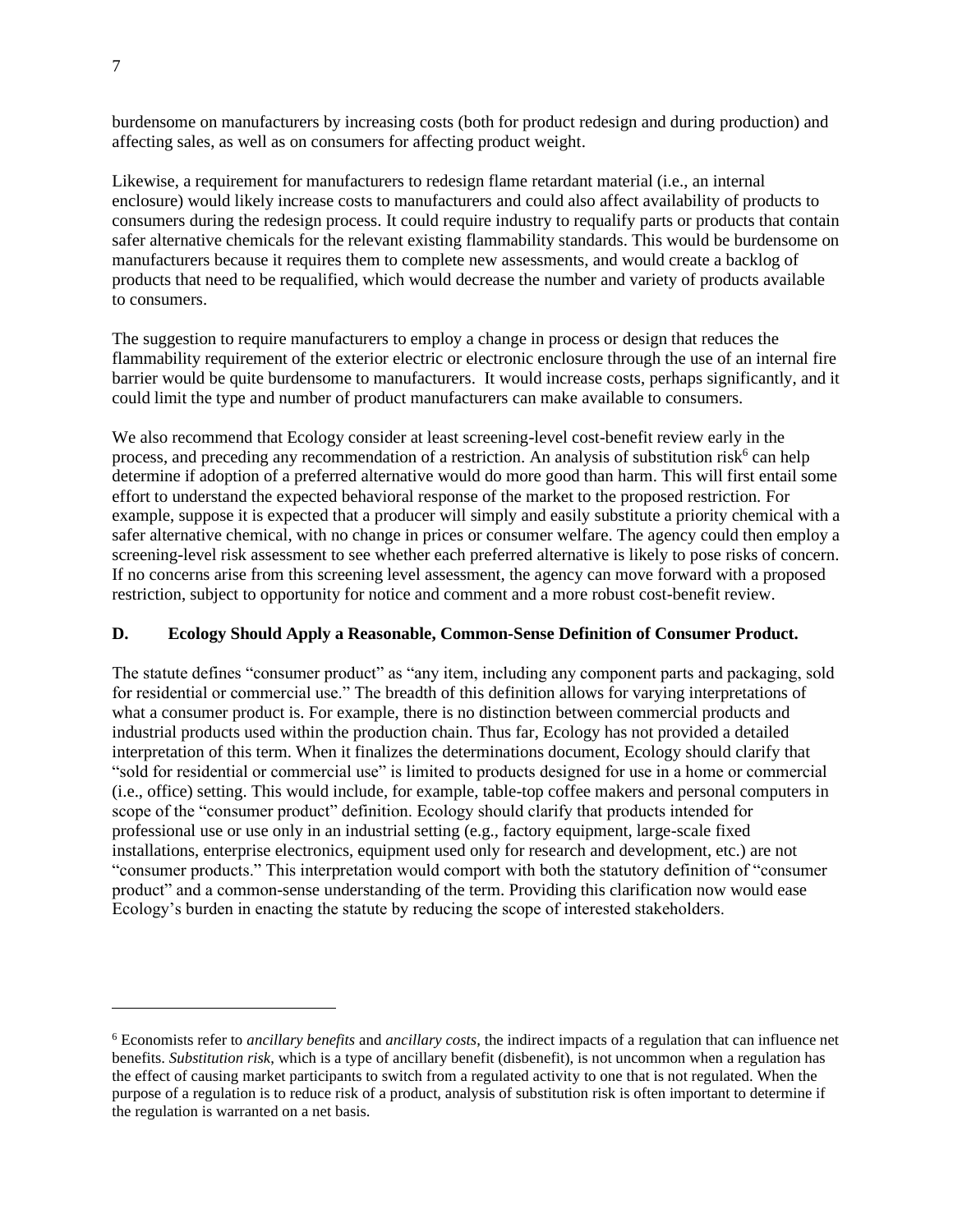burdensome on manufacturers by increasing costs (both for product redesign and during production) and affecting sales, as well as on consumers for affecting product weight.

Likewise, a requirement for manufacturers to redesign flame retardant material (i.e., an internal enclosure) would likely increase costs to manufacturers and could also affect availability of products to consumers during the redesign process. It could require industry to requalify parts or products that contain safer alternative chemicals for the relevant existing flammability standards. This would be burdensome on manufacturers because it requires them to complete new assessments, and would create a backlog of products that need to be requalified, which would decrease the number and variety of products available to consumers.

The suggestion to require manufacturers to employ a change in process or design that reduces the flammability requirement of the exterior electric or electronic enclosure through the use of an internal fire barrier would be quite burdensome to manufacturers. It would increase costs, perhaps significantly, and it could limit the type and number of product manufacturers can make available to consumers.

We also recommend that Ecology consider at least screening-level cost-benefit review early in the process, and preceding any recommendation of a restriction. An analysis of substitution risk[6] can help determine if adoption of a preferred alternative would do more good than harm. This will first entail some effort to understand the expected behavioral response of the market to the proposed restriction. For example, suppose it is expected that a producer will simply and easily substitute a priority chemical with a safer alternative chemical, with no change in prices or consumer welfare. The agency could then employ a screening-level risk assessment to see whether each preferred alternative is likely to pose risks of concern. If no concerns arise from this screening level assessment, the agency can move forward with a proposed restriction, subject to opportunity for notice and comment and a more robust cost-benefit review.

### D. Ecology Should Apply a Reasonable, Common-Sense Definition of Consumer Product.

The statute defines "consumer product" as "any item, including any component parts and packaging, sold for residential or commercial use." The breadth of this definition allows for varying interpretations of what a consumer product is. For example, there is no distinction between commercial products and industrial products used within the production chain. Thus far, Ecology has not provided a detailed interpretation of this term. When it finalizes the determinations document, Ecology should clarify that "sold for residential or commercial use" is limited to products designed for use in a home or commercial (i.e., office) setting. This would include, for example, table-top coffee makers and personal computers in scope of the "consumer product" definition. Ecology should clarify that products intended for professional use or use only in an industrial setting (e.g., factory equipment, large-scale fixed installations, enterprise electronics, equipment used only for research and development, etc.) are not "consumer products." This interpretation would comport with both the statutory definition of "consumer product" and a common-sense understanding of the term. Providing this clarification now would ease Ecology's burden in enacting the statute by reducing the scope of interested stakeholders.

---

[6] Economists refer to *ancillary benefits* and *ancillary costs*, the indirect impacts of a regulation that can influence net benefits. *Substitution risk*, which is a type of ancillary benefit (disbenefit), is not uncommon when a regulation has the effect of causing market participants to switch from a regulated activity to one that is not regulated. When the purpose of a regulation is to reduce risk of a product, analysis of substitution risk is often important to determine if the regulation is warranted on a net basis.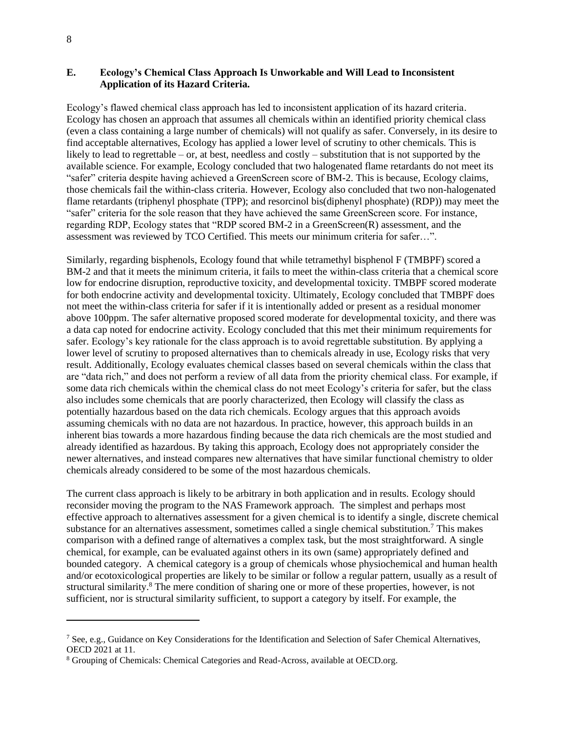### E. Ecology's Chemical Class Approach Is Unworkable and Will Lead to Inconsistent Application of its Hazard Criteria.

Ecology's flawed chemical class approach has led to inconsistent application of its hazard criteria. Ecology has chosen an approach that assumes all chemicals within an identified priority chemical class (even a class containing a large number of chemicals) will not qualify as safer. Conversely, in its desire to find acceptable alternatives, Ecology has applied a lower level of scrutiny to other chemicals. This is likely to lead to regrettable – or, at best, needless and costly – substitution that is not supported by the available science. For example, Ecology concluded that two halogenated flame retardants do not meet its "safer" criteria despite having achieved a GreenScreen score of BM-2. This is because, Ecology claims, those chemicals fail the within-class criteria. However, Ecology also concluded that two non-halogenated flame retardants (triphenyl phosphate (TPP); and resorcinol bis(diphenyl phosphate) (RDP)) may meet the "safer" criteria for the sole reason that they have achieved the same GreenScreen score. For instance, regarding RDP, Ecology states that "RDP scored BM-2 in a GreenScreen(R) assessment, and the assessment was reviewed by TCO Certified. This meets our minimum criteria for safer…".

Similarly, regarding bisphenols, Ecology found that while tetramethyl bisphenol F (TMBPF) scored a BM-2 and that it meets the minimum criteria, it fails to meet the within-class criteria that a chemical score low for endocrine disruption, reproductive toxicity, and developmental toxicity. TMBPF scored moderate for both endocrine activity and developmental toxicity. Ultimately, Ecology concluded that TMBPF does not meet the within-class criteria for safer if it is intentionally added or present as a residual monomer above 100ppm. The safer alternative proposed scored moderate for developmental toxicity, and there was a data cap noted for endocrine activity. Ecology concluded that this met their minimum requirements for safer. Ecology's key rationale for the class approach is to avoid regrettable substitution. By applying a lower level of scrutiny to proposed alternatives than to chemicals already in use, Ecology risks that very result. Additionally, Ecology evaluates chemical classes based on several chemicals within the class that are "data rich," and does not perform a review of all data from the priority chemical class. For example, if some data rich chemicals within the chemical class do not meet Ecology's criteria for safer, but the class also includes some chemicals that are poorly characterized, then Ecology will classify the class as potentially hazardous based on the data rich chemicals. Ecology argues that this approach avoids assuming chemicals with no data are not hazardous. In practice, however, this approach builds in an inherent bias towards a more hazardous finding because the data rich chemicals are the most studied and already identified as hazardous. By taking this approach, Ecology does not appropriately consider the newer alternatives, and instead compares new alternatives that have similar functional chemistry to older chemicals already considered to be some of the most hazardous chemicals.

The current class approach is likely to be arbitrary in both application and in results. Ecology should reconsider moving the program to the NAS Framework approach. The simplest and perhaps most effective approach to alternatives assessment for a given chemical is to identify a single, discrete chemical substance for an alternatives assessment, sometimes called a single chemical substitution.[7] This makes comparison with a defined range of alternatives a complex task, but the most straightforward. A single chemical, for example, can be evaluated against others in its own (same) appropriately defined and bounded category. A chemical category is a group of chemicals whose physiochemical and human health and/or ecotoxicological properties are likely to be similar or follow a regular pattern, usually as a result of structural similarity.[8] The mere condition of sharing one or more of these properties, however, is not sufficient, nor is structural similarity sufficient, to support a category by itself. For example, the

---

[7] See, e.g., Guidance on Key Considerations for the Identification and Selection of Safer Chemical Alternatives, OECD 2021 at 11.

[8] Grouping of Chemicals: Chemical Categories and Read-Across, available at OECD.org.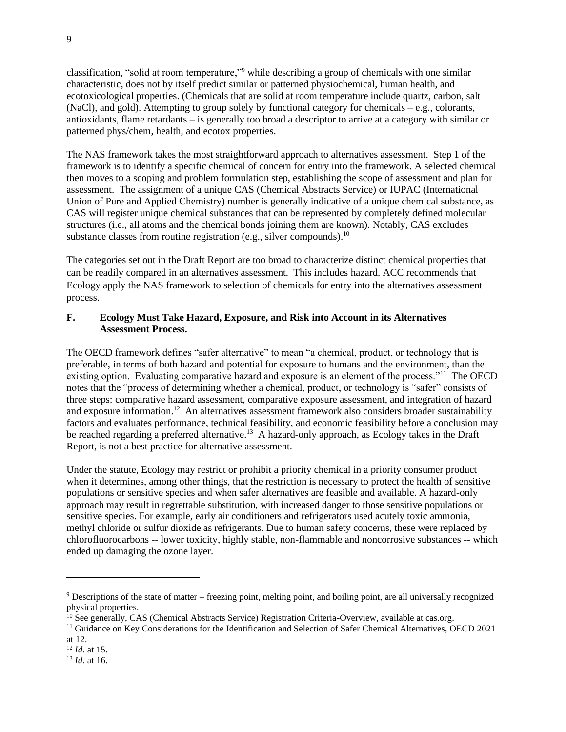classification, "solid at room temperature,"[9] while describing a group of chemicals with one similar characteristic, does not by itself predict similar or patterned physiochemical, human health, and ecotoxicological properties. (Chemicals that are solid at room temperature include quartz, carbon, salt (NaCl), and gold). Attempting to group solely by functional category for chemicals – e.g., colorants, antioxidants, flame retardants – is generally too broad a descriptor to arrive at a category with similar or patterned phys/chem, health, and ecotox properties.

The NAS framework takes the most straightforward approach to alternatives assessment. Step 1 of the framework is to identify a specific chemical of concern for entry into the framework. A selected chemical then moves to a scoping and problem formulation step, establishing the scope of assessment and plan for assessment. The assignment of a unique CAS (Chemical Abstracts Service) or IUPAC (International Union of Pure and Applied Chemistry) number is generally indicative of a unique chemical substance, as CAS will register unique chemical substances that can be represented by completely defined molecular structures (i.e., all atoms and the chemical bonds joining them are known). Notably, CAS excludes substance classes from routine registration (e.g., silver compounds).[10]

The categories set out in the Draft Report are too broad to characterize distinct chemical properties that can be readily compared in an alternatives assessment. This includes hazard. ACC recommends that Ecology apply the NAS framework to selection of chemicals for entry into the alternatives assessment process.

### F. Ecology Must Take Hazard, Exposure, and Risk into Account in its Alternatives Assessment Process.

The OECD framework defines "safer alternative" to mean "a chemical, product, or technology that is preferable, in terms of both hazard and potential for exposure to humans and the environment, than the existing option. Evaluating comparative hazard and exposure is an element of the process."[11] The OECD notes that the "process of determining whether a chemical, product, or technology is "safer" consists of three steps: comparative hazard assessment, comparative exposure assessment, and integration of hazard and exposure information.[12] An alternatives assessment framework also considers broader sustainability factors and evaluates performance, technical feasibility, and economic feasibility before a conclusion may be reached regarding a preferred alternative.[13] A hazard-only approach, as Ecology takes in the Draft Report, is not a best practice for alternative assessment.

Under the statute, Ecology may restrict or prohibit a priority chemical in a priority consumer product when it determines, among other things, that the restriction is necessary to protect the health of sensitive populations or sensitive species and when safer alternatives are feasible and available. A hazard-only approach may result in regrettable substitution, with increased danger to those sensitive populations or sensitive species. For example, early air conditioners and refrigerators used acutely toxic ammonia, methyl chloride or sulfur dioxide as refrigerants. Due to human safety concerns, these were replaced by chlorofluorocarbons -- lower toxicity, highly stable, non-flammable and noncorrosive substances -- which ended up damaging the ozone layer.

---

[9] Descriptions of the state of matter – freezing point, melting point, and boiling point, are all universally recognized physical properties.

[10] See generally, CAS (Chemical Abstracts Service) Registration Criteria-Overview, available at cas.org.

[11] Guidance on Key Considerations for the Identification and Selection of Safer Chemical Alternatives, OECD 2021 at 12.

[12] *Id.* at 15.

[13] *Id.* at 16.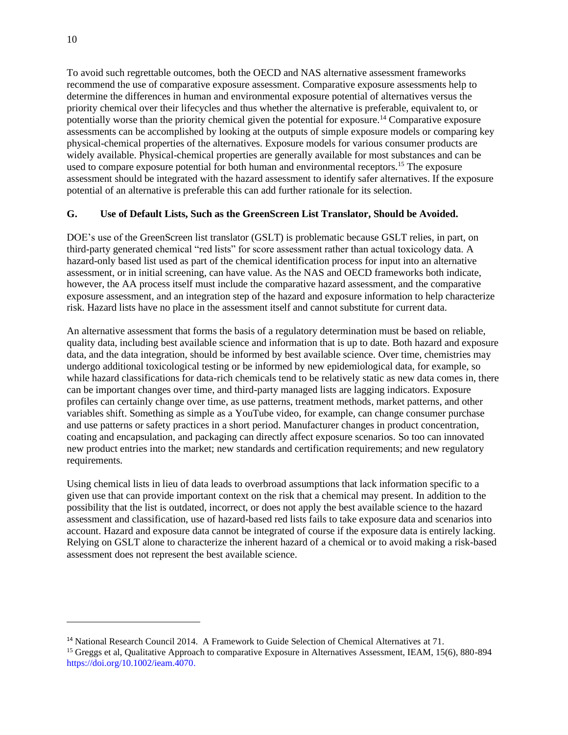To avoid such regrettable outcomes, both the OECD and NAS alternative assessment frameworks recommend the use of comparative exposure assessment. Comparative exposure assessments help to determine the differences in human and environmental exposure potential of alternatives versus the priority chemical over their lifecycles and thus whether the alternative is preferable, equivalent to, or potentially worse than the priority chemical given the potential for exposure.[14] Comparative exposure assessments can be accomplished by looking at the outputs of simple exposure models or comparing key physical-chemical properties of the alternatives. Exposure models for various consumer products are widely available. Physical-chemical properties are generally available for most substances and can be used to compare exposure potential for both human and environmental receptors.[15] The exposure assessment should be integrated with the hazard assessment to identify safer alternatives. If the exposure potential of an alternative is preferable this can add further rationale for its selection.

### G. Use of Default Lists, Such as the GreenScreen List Translator, Should be Avoided.

DOE's use of the GreenScreen list translator (GSLT) is problematic because GSLT relies, in part, on third-party generated chemical "red lists" for score assessment rather than actual toxicology data. A hazard-only based list used as part of the chemical identification process for input into an alternative assessment, or in initial screening, can have value. As the NAS and OECD frameworks both indicate, however, the AA process itself must include the comparative hazard assessment, and the comparative exposure assessment, and an integration step of the hazard and exposure information to help characterize risk. Hazard lists have no place in the assessment itself and cannot substitute for current data.

An alternative assessment that forms the basis of a regulatory determination must be based on reliable, quality data, including best available science and information that is up to date. Both hazard and exposure data, and the data integration, should be informed by best available science. Over time, chemistries may undergo additional toxicological testing or be informed by new epidemiological data, for example, so while hazard classifications for data-rich chemicals tend to be relatively static as new data comes in, there can be important changes over time, and third-party managed lists are lagging indicators. Exposure profiles can certainly change over time, as use patterns, treatment methods, market patterns, and other variables shift. Something as simple as a YouTube video, for example, can change consumer purchase and use patterns or safety practices in a short period. Manufacturer changes in product concentration, coating and encapsulation, and packaging can directly affect exposure scenarios. So too can innovated new product entries into the market; new standards and certification requirements; and new regulatory requirements.

Using chemical lists in lieu of data leads to overbroad assumptions that lack information specific to a given use that can provide important context on the risk that a chemical may present. In addition to the possibility that the list is outdated, incorrect, or does not apply the best available science to the hazard assessment and classification, use of hazard-based red lists fails to take exposure data and scenarios into account. Hazard and exposure data cannot be integrated of course if the exposure data is entirely lacking. Relying on GSLT alone to characterize the inherent hazard of a chemical or to avoid making a risk-based assessment does not represent the best available science.

---

[14] National Research Council 2014. A Framework to Guide Selection of Chemical Alternatives at 71.

[15] Greggs et al, Qualitative Approach to comparative Exposure in Alternatives Assessment, IEAM, 15(6), 880-894 https://doi.org/10.1002/ieam.4070.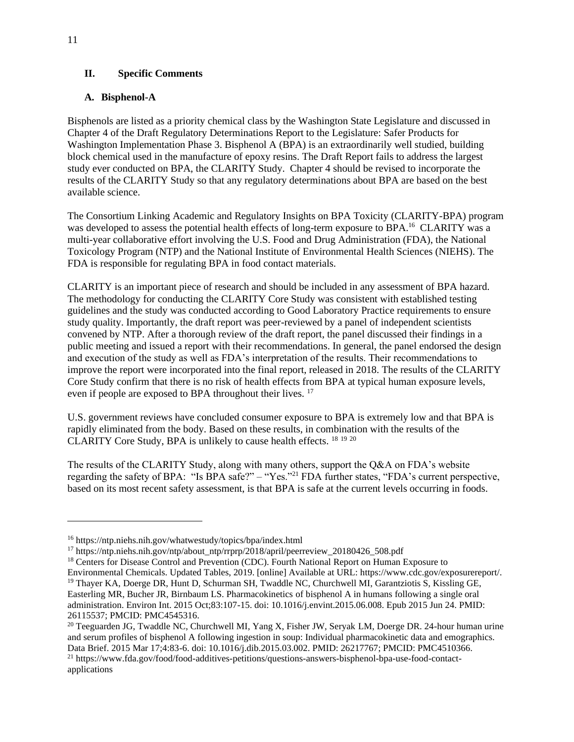## II. Specific Comments

### A. Bisphenol-A

Bisphenols are listed as a priority chemical class by the Washington State Legislature and discussed in Chapter 4 of the Draft Regulatory Determinations Report to the Legislature: Safer Products for Washington Implementation Phase 3. Bisphenol A (BPA) is an extraordinarily well studied, building block chemical used in the manufacture of epoxy resins. The Draft Report fails to address the largest study ever conducted on BPA, the CLARITY Study. Chapter 4 should be revised to incorporate the results of the CLARITY Study so that any regulatory determinations about BPA are based on the best available science.

The Consortium Linking Academic and Regulatory Insights on BPA Toxicity (CLARITY-BPA) program was developed to assess the potential health effects of long-term exposure to BPA.[16] CLARITY was a multi-year collaborative effort involving the U.S. Food and Drug Administration (FDA), the National Toxicology Program (NTP) and the National Institute of Environmental Health Sciences (NIEHS). The FDA is responsible for regulating BPA in food contact materials.

CLARITY is an important piece of research and should be included in any assessment of BPA hazard. The methodology for conducting the CLARITY Core Study was consistent with established testing guidelines and the study was conducted according to Good Laboratory Practice requirements to ensure study quality. Importantly, the draft report was peer-reviewed by a panel of independent scientists convened by NTP. After a thorough review of the draft report, the panel discussed their findings in a public meeting and issued a report with their recommendations. In general, the panel endorsed the design and execution of the study as well as FDA's interpretation of the results. Their recommendations to improve the report were incorporated into the final report, released in 2018. The results of the CLARITY Core Study confirm that there is no risk of health effects from BPA at typical human exposure levels, even if people are exposed to BPA throughout their lives. [17]

U.S. government reviews have concluded consumer exposure to BPA is extremely low and that BPA is rapidly eliminated from the body. Based on these results, in combination with the results of the CLARITY Core Study, BPA is unlikely to cause health effects. [18] [19] [20]

The results of the CLARITY Study, along with many others, support the Q&A on FDA's website regarding the safety of BPA: "Is BPA safe?" – "Yes."[21] FDA further states, "FDA's current perspective, based on its most recent safety assessment, is that BPA is safe at the current levels occurring in foods.

---

[16] https://ntp.niehs.nih.gov/whatwestudy/topics/bpa/index.html

[17] https://ntp.niehs.nih.gov/ntp/about_ntp/rrprp/2018/april/peerreview_20180426_508.pdf

[18] Centers for Disease Control and Prevention (CDC). Fourth National Report on Human Exposure to Environmental Chemicals. Updated Tables, 2019. [online] Available at URL: https://www.cdc.gov/exposurereport/.

[19] Thayer KA, Doerge DR, Hunt D, Schurman SH, Twaddle NC, Churchwell MI, Garantziotis S, Kissling GE, Easterling MR, Bucher JR, Birnbaum LS. Pharmacokinetics of bisphenol A in humans following a single oral administration. Environ Int. 2015 Oct;83:107-15. doi: 10.1016/j.envint.2015.06.008. Epub 2015 Jun 24. PMID: 26115537; PMCID: PMC4545316.

[20] Teeguarden JG, Twaddle NC, Churchwell MI, Yang X, Fisher JW, Seryak LM, Doerge DR. 24-hour human urine and serum profiles of bisphenol A following ingestion in soup: Individual pharmacokinetic data and emographics. Data Brief. 2015 Mar 17;4:83-6. doi: 10.1016/j.dib.2015.03.002. PMID: 26217767; PMCID: PMC4510366.

[21] https://www.fda.gov/food/food-additives-petitions/questions-answers-bisphenol-bpa-use-food-contact-applications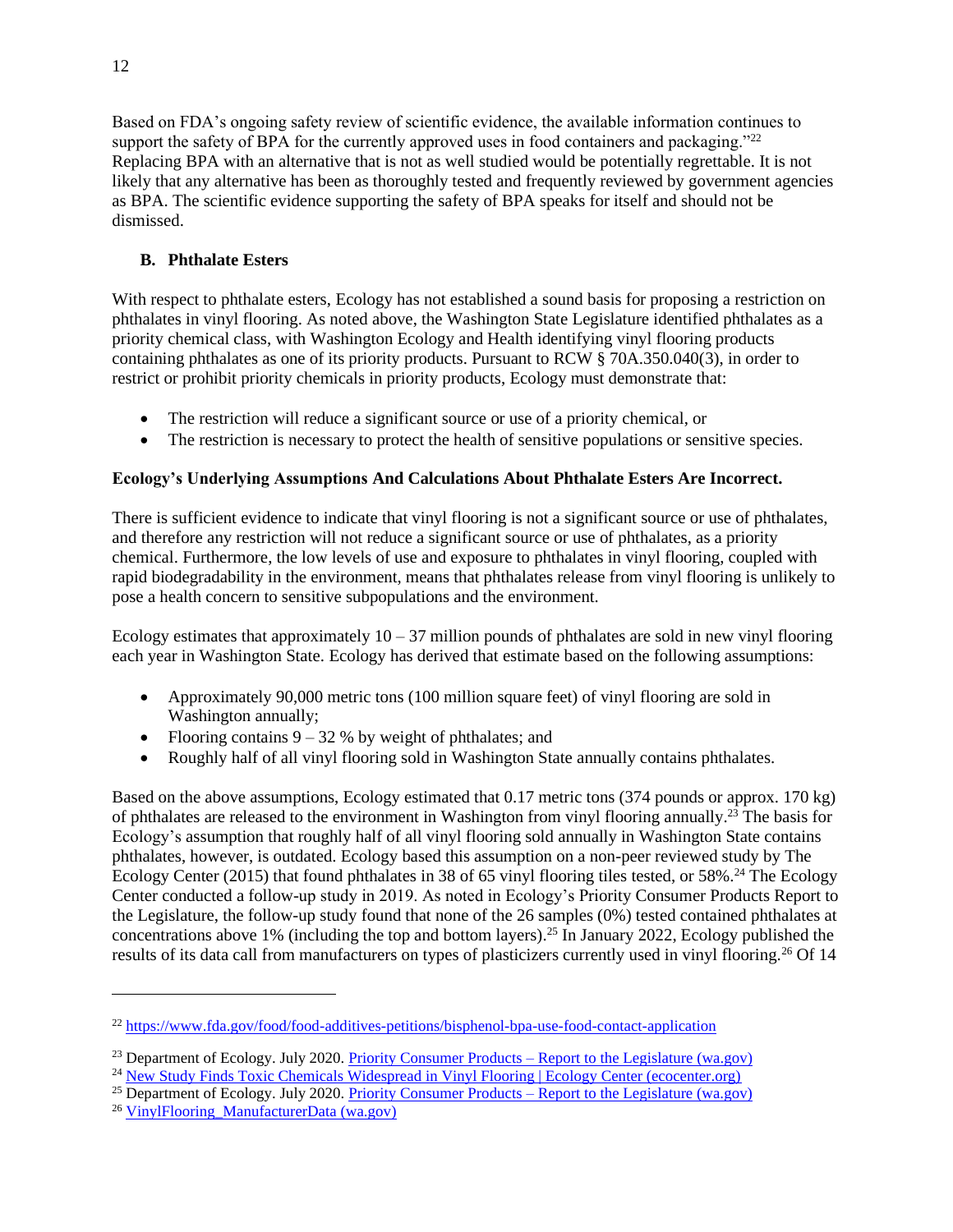Based on FDA's ongoing safety review of scientific evidence, the available information continues to support the safety of BPA for the currently approved uses in food containers and packaging."[22] Replacing BPA with an alternative that is not as well studied would be potentially regrettable. It is not likely that any alternative has been as thoroughly tested and frequently reviewed by government agencies as BPA. The scientific evidence supporting the safety of BPA speaks for itself and should not be dismissed.

### B. Phthalate Esters

With respect to phthalate esters, Ecology has not established a sound basis for proposing a restriction on phthalates in vinyl flooring. As noted above, the Washington State Legislature identified phthalates as a priority chemical class, with Washington Ecology and Health identifying vinyl flooring products containing phthalates as one of its priority products. Pursuant to RCW § 70A.350.040(3), in order to restrict or prohibit priority chemicals in priority products, Ecology must demonstrate that:

- The restriction will reduce a significant source or use of a priority chemical, or
- The restriction is necessary to protect the health of sensitive populations or sensitive species.

**Ecology's Underlying Assumptions And Calculations About Phthalate Esters Are Incorrect.**

There is sufficient evidence to indicate that vinyl flooring is not a significant source or use of phthalates, and therefore any restriction will not reduce a significant source or use of phthalates, as a priority chemical. Furthermore, the low levels of use and exposure to phthalates in vinyl flooring, coupled with rapid biodegradability in the environment, means that phthalates release from vinyl flooring is unlikely to pose a health concern to sensitive subpopulations and the environment.

Ecology estimates that approximately 10 – 37 million pounds of phthalates are sold in new vinyl flooring each year in Washington State. Ecology has derived that estimate based on the following assumptions:

- Approximately 90,000 metric tons (100 million square feet) of vinyl flooring are sold in Washington annually;
- Flooring contains 9 – 32 % by weight of phthalates; and
- Roughly half of all vinyl flooring sold in Washington State annually contains phthalates.

Based on the above assumptions, Ecology estimated that 0.17 metric tons (374 pounds or approx. 170 kg) of phthalates are released to the environment in Washington from vinyl flooring annually.[23] The basis for Ecology's assumption that roughly half of all vinyl flooring sold annually in Washington State contains phthalates, however, is outdated. Ecology based this assumption on a non-peer reviewed study by The Ecology Center (2015) that found phthalates in 38 of 65 vinyl flooring tiles tested, or 58%.[24] The Ecology Center conducted a follow-up study in 2019. As noted in Ecology's Priority Consumer Products Report to the Legislature, the follow-up study found that none of the 26 samples (0%) tested contained phthalates at concentrations above 1% (including the top and bottom layers).[25] In January 2022, Ecology published the results of its data call from manufacturers on types of plasticizers currently used in vinyl flooring.[26] Of 14

---

[22] https://www.fda.gov/food/food-additives-petitions/bisphenol-bpa-use-food-contact-application

[23] Department of Ecology. July 2020. Priority Consumer Products – Report to the Legislature (wa.gov)

[24] New Study Finds Toxic Chemicals Widespread in Vinyl Flooring | Ecology Center (ecocenter.org)

[25] Department of Ecology. July 2020. Priority Consumer Products – Report to the Legislature (wa.gov)

[26] VinylFlooring_ManufacturerData (wa.gov)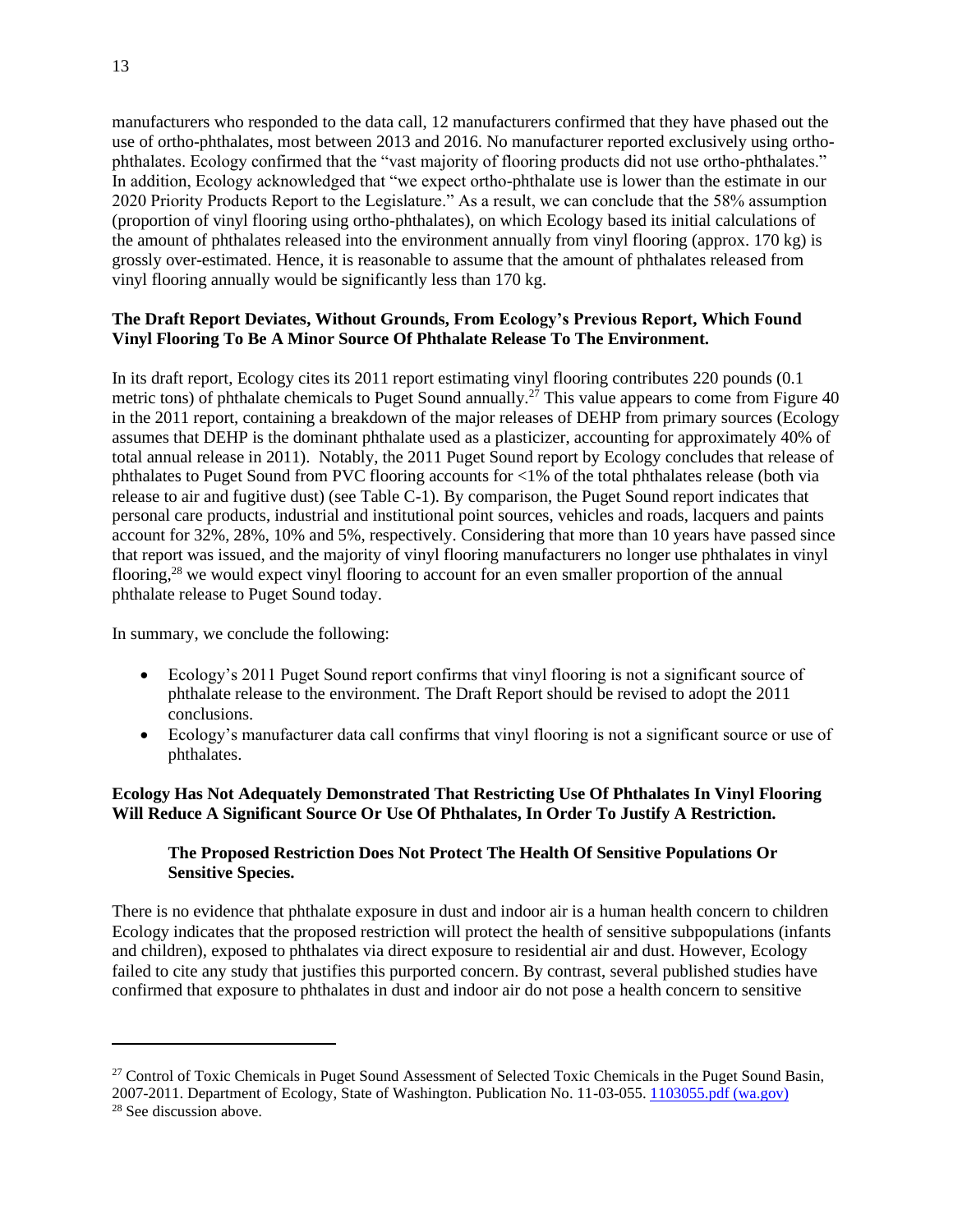manufacturers who responded to the data call, 12 manufacturers confirmed that they have phased out the use of ortho-phthalates, most between 2013 and 2016. No manufacturer reported exclusively using ortho-phthalates. Ecology confirmed that the "vast majority of flooring products did not use ortho-phthalates." In addition, Ecology acknowledged that "we expect ortho-phthalate use is lower than the estimate in our 2020 Priority Products Report to the Legislature." As a result, we can conclude that the 58% assumption (proportion of vinyl flooring using ortho-phthalates), on which Ecology based its initial calculations of the amount of phthalates released into the environment annually from vinyl flooring (approx. 170 kg) is grossly over-estimated. Hence, it is reasonable to assume that the amount of phthalates released from vinyl flooring annually would be significantly less than 170 kg.

**The Draft Report Deviates, Without Grounds, From Ecology's Previous Report, Which Found Vinyl Flooring To Be A Minor Source Of Phthalate Release To The Environment.**

In its draft report, Ecology cites its 2011 report estimating vinyl flooring contributes 220 pounds (0.1 metric tons) of phthalate chemicals to Puget Sound annually.[27] This value appears to come from Figure 40 in the 2011 report, containing a breakdown of the major releases of DEHP from primary sources (Ecology assumes that DEHP is the dominant phthalate used as a plasticizer, accounting for approximately 40% of total annual release in 2011). Notably, the 2011 Puget Sound report by Ecology concludes that release of phthalates to Puget Sound from PVC flooring accounts for <1% of the total phthalates release (both via release to air and fugitive dust) (see Table C-1). By comparison, the Puget Sound report indicates that personal care products, industrial and institutional point sources, vehicles and roads, lacquers and paints account for 32%, 28%, 10% and 5%, respectively. Considering that more than 10 years have passed since that report was issued, and the majority of vinyl flooring manufacturers no longer use phthalates in vinyl flooring,[28] we would expect vinyl flooring to account for an even smaller proportion of the annual phthalate release to Puget Sound today.

In summary, we conclude the following:

- Ecology's 2011 Puget Sound report confirms that vinyl flooring is not a significant source of phthalate release to the environment. The Draft Report should be revised to adopt the 2011 conclusions.
- Ecology's manufacturer data call confirms that vinyl flooring is not a significant source or use of phthalates.

**Ecology Has Not Adequately Demonstrated That Restricting Use Of Phthalates In Vinyl Flooring Will Reduce A Significant Source Or Use Of Phthalates, In Order To Justify A Restriction.**

**The Proposed Restriction Does Not Protect The Health Of Sensitive Populations Or Sensitive Species.**

There is no evidence that phthalate exposure in dust and indoor air is a human health concern to children Ecology indicates that the proposed restriction will protect the health of sensitive subpopulations (infants and children), exposed to phthalates via direct exposure to residential air and dust. However, Ecology failed to cite any study that justifies this purported concern. By contrast, several published studies have confirmed that exposure to phthalates in dust and indoor air do not pose a health concern to sensitive

---

[27] Control of Toxic Chemicals in Puget Sound Assessment of Selected Toxic Chemicals in the Puget Sound Basin, 2007-2011. Department of Ecology, State of Washington. Publication No. 11-03-055. [1103055.pdf (wa.gov)](1103055.pdf (wa.gov))

[28] See discussion above.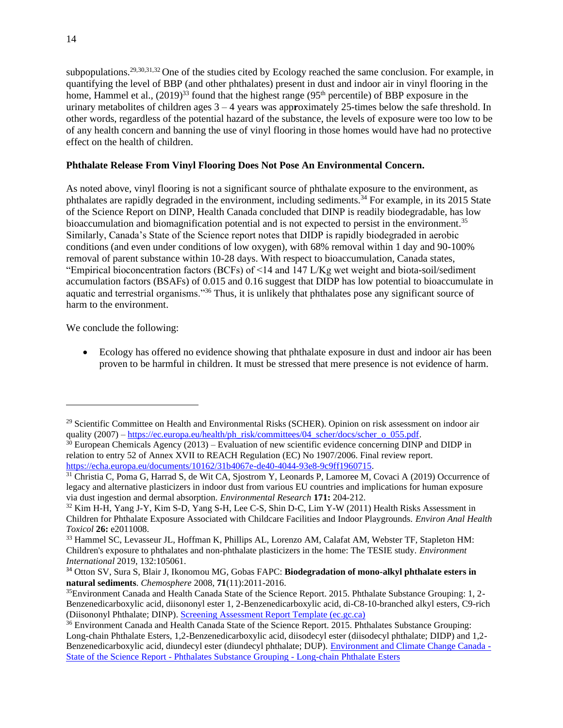subpopulations.[29,30,31,32] One of the studies cited by Ecology reached the same conclusion. For example, in quantifying the level of BBP (and other phthalates) present in dust and indoor air in vinyl flooring in the home, Hammel et al., (2019)[33] found that the highest range (95th percentile) of BBP exposure in the urinary metabolites of children ages 3 – 4 years was approximately 25-times below the safe threshold. In other words, regardless of the potential hazard of the substance, the levels of exposure were too low to be of any health concern and banning the use of vinyl flooring in those homes would have had no protective effect on the health of children.

**Phthalate Release From Vinyl Flooring Does Not Pose An Environmental Concern.**

As noted above, vinyl flooring is not a significant source of phthalate exposure to the environment, as phthalates are rapidly degraded in the environment, including sediments.[34] For example, in its 2015 State of the Science Report on DINP, Health Canada concluded that DINP is readily biodegradable, has low bioaccumulation and biomagnification potential and is not expected to persist in the environment.[35] Similarly, Canada's State of the Science report notes that DIDP is rapidly biodegraded in aerobic conditions (and even under conditions of low oxygen), with 68% removal within 1 day and 90-100% removal of parent substance within 10-28 days. With respect to bioaccumulation, Canada states, "Empirical bioconcentration factors (BCFs) of <14 and 147 L/Kg wet weight and biota-soil/sediment accumulation factors (BSAFs) of 0.015 and 0.16 suggest that DIDP has low potential to bioaccumulate in aquatic and terrestrial organisms."[36] Thus, it is unlikely that phthalates pose any significant source of harm to the environment.

We conclude the following:

- Ecology has offered no evidence showing that phthalate exposure in dust and indoor air has been proven to be harmful in children. It must be stressed that mere presence is not evidence of harm.

---

[29] Scientific Committee on Health and Environmental Risks (SCHER). Opinion on risk assessment on indoor air quality (2007) – https://ec.europa.eu/health/ph_risk/committees/04_scher/docs/scher_o_055.pdf.

[30] European Chemicals Agency (2013) – Evaluation of new scientific evidence concerning DINP and DIDP in relation to entry 52 of Annex XVII to REACH Regulation (EC) No 1907/2006. Final review report. https://echa.europa.eu/documents/10162/31b4067e-de40-4044-93e8-9c9ff1960715.

[31] Christia C, Poma G, Harrad S, de Wit CA, Sjostrom Y, Leonards P, Lamoree M, Covaci A (2019) Occurrence of legacy and alternative plasticizers in indoor dust from various EU countries and implications for human exposure via dust ingestion and dermal absorption. *Environmental Research* **171:** 204-212.

[32] Kim H-H, Yang J-Y, Kim S-D, Yang S-H, Lee C-S, Shin D-C, Lim Y-W (2011) Health Risks Assessment in Children for Phthalate Exposure Associated with Childcare Facilities and Indoor Playgrounds. *Environ Anal Health Toxicol* **26:** e2011008.

[33] Hammel SC, Levasseur JL, Hoffman K, Phillips AL, Lorenzo AM, Calafat AM, Webster TF, Stapleton HM: Children's exposure to phthalates and non-phthalate plasticizers in the home: The TESIE study. *Environment International* 2019, 132:105061.

[34] Otton SV, Sura S, Blair J, Ikonomou MG, Gobas FAPC: **Biodegradation of mono-alkyl phthalate esters in natural sediments**. *Chemosphere* 2008, **71**(11):2011-2016.

[35] Environment Canada and Health Canada State of the Science Report. 2015. Phthalate Substance Grouping: 1, 2-Benzenedicarboxylic acid, diisononyl ester 1, 2-Benzenedicarboxylic acid, di-C8-10-branched alkyl esters, C9-rich (Diisononyl Phthalate; DINP). Screening Assessment Report Template (ec.gc.ca)

[36] Environment Canada and Health Canada State of the Science Report. 2015. Phthalates Substance Grouping: Long-chain Phthalate Esters, 1,2-Benzenedicarboxylic acid, diisodecyl ester (diisodecyl phthalate; DIDP) and 1,2-Benzenedicarboxylic acid, diundecyl ester (diundecyl phthalate; DUP). Environment and Climate Change Canada - State of the Science Report - Phthalates Substance Grouping - Long-chain Phthalate Esters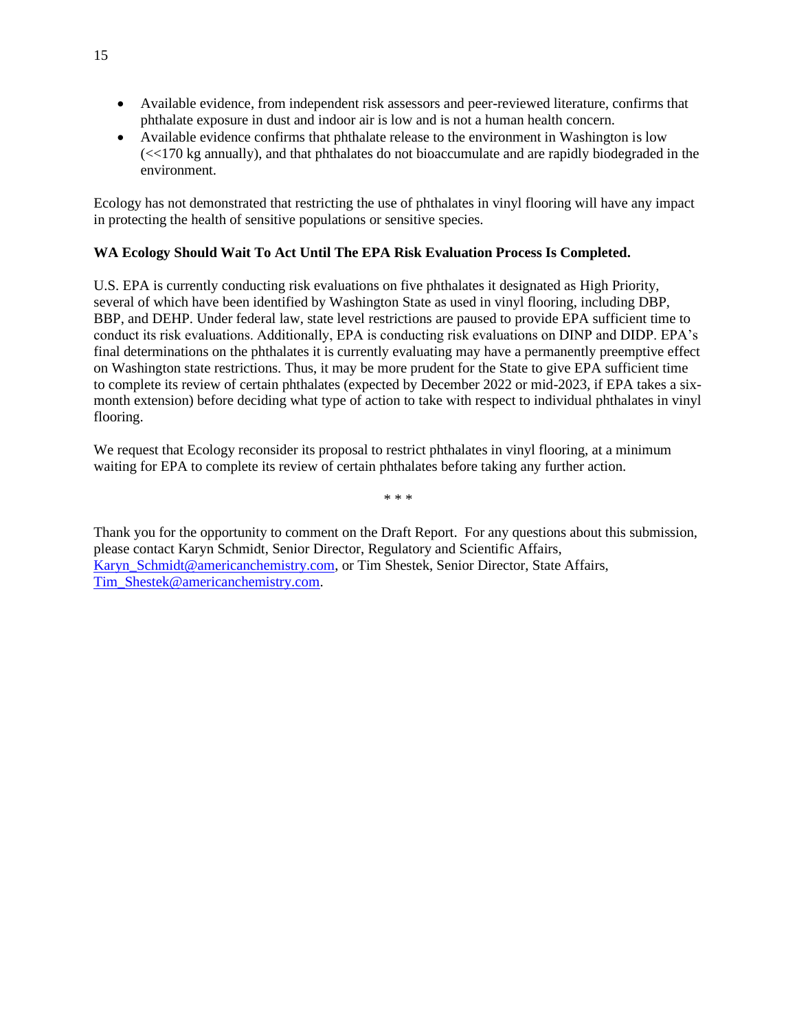- Available evidence, from independent risk assessors and peer-reviewed literature, confirms that phthalate exposure in dust and indoor air is low and is not a human health concern.
- Available evidence confirms that phthalate release to the environment in Washington is low (<<170 kg annually), and that phthalates do not bioaccumulate and are rapidly biodegraded in the environment.

Ecology has not demonstrated that restricting the use of phthalates in vinyl flooring will have any impact in protecting the health of sensitive populations or sensitive species.

**WA Ecology Should Wait To Act Until The EPA Risk Evaluation Process Is Completed.**

U.S. EPA is currently conducting risk evaluations on five phthalates it designated as High Priority, several of which have been identified by Washington State as used in vinyl flooring, including DBP, BBP, and DEHP. Under federal law, state level restrictions are paused to provide EPA sufficient time to conduct its risk evaluations. Additionally, EPA is conducting risk evaluations on DINP and DIDP. EPA's final determinations on the phthalates it is currently evaluating may have a permanently preemptive effect on Washington state restrictions. Thus, it may be more prudent for the State to give EPA sufficient time to complete its review of certain phthalates (expected by December 2022 or mid-2023, if EPA takes a six-month extension) before deciding what type of action to take with respect to individual phthalates in vinyl flooring.

We request that Ecology reconsider its proposal to restrict phthalates in vinyl flooring, at a minimum waiting for EPA to complete its review of certain phthalates before taking any further action.

\* \* \*

Thank you for the opportunity to comment on the Draft Report. For any questions about this submission, please contact Karyn Schmidt, Senior Director, Regulatory and Scientific Affairs, Karyn_Schmidt@americanchemistry.com, or Tim Shestek, Senior Director, State Affairs, Tim_Shestek@americanchemistry.com.